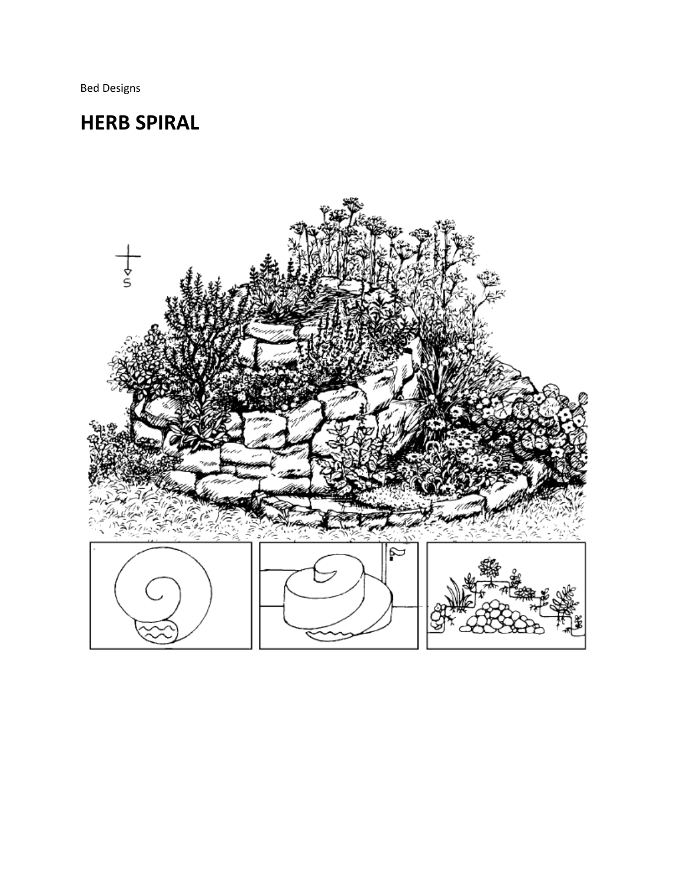Bed Designs

# HERB SPIRAL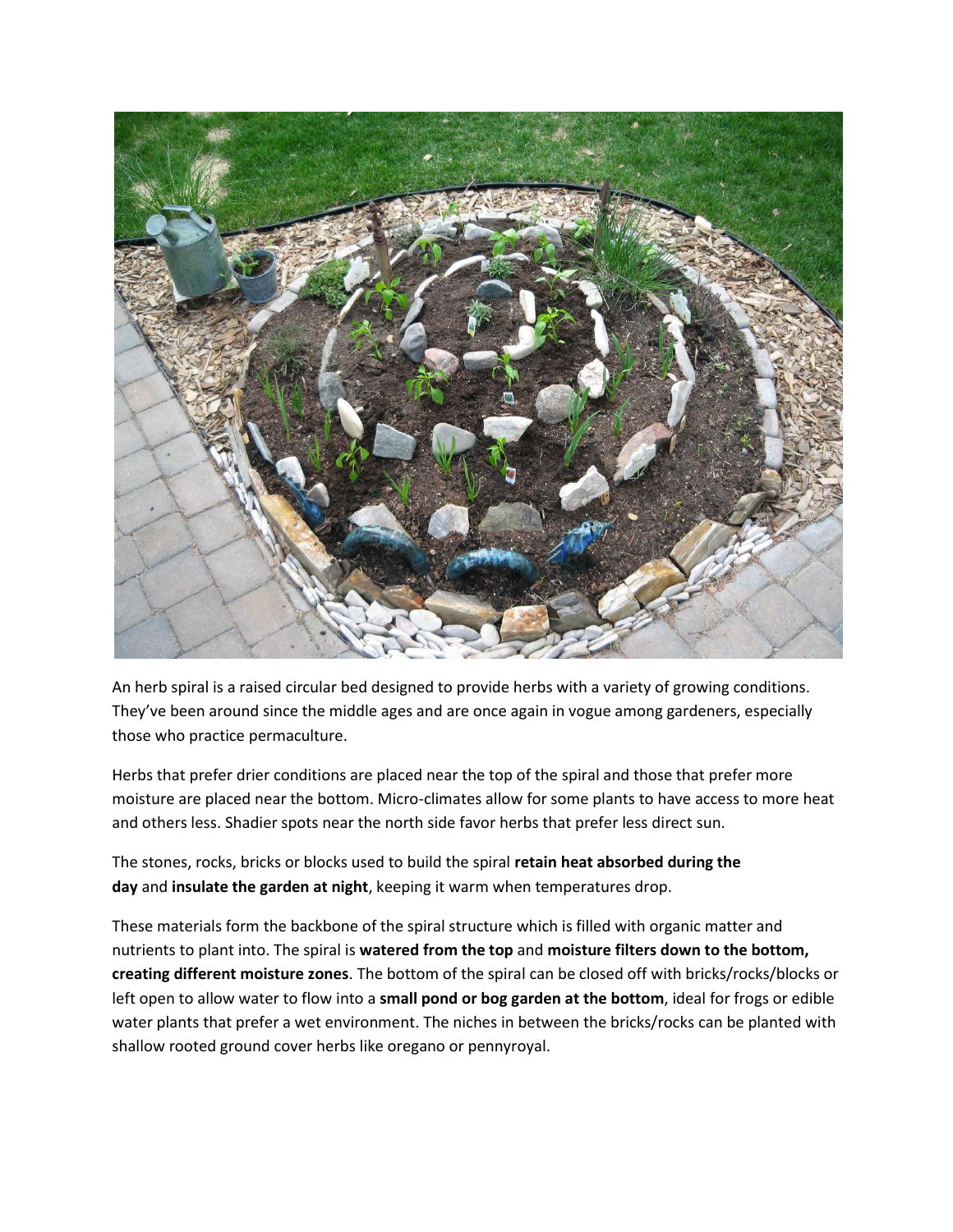An herb spiral is a raised circular bed designed to provide herbs with a variety of growing conditions. They've been around since the middle ages and are once again in vogue among gardeners, especially those who practice permaculture.

Herbs that prefer drier conditions are placed near the top of the spiral and those that prefer more moisture are placed near the bottom. Micro-climates allow for some plants to have access to more heat and others less. Shadier spots near the north side favor herbs that prefer less direct sun.

The stones, rocks, bricks or blocks used to build the spiral **retain heat absorbed during the day** and **insulate the garden at night**, keeping it warm when temperatures drop.

These materials form the backbone of the spiral structure which is filled with organic matter and nutrients to plant into. The spiral is **watered from the top** and **moisture filters down to the bottom, creating different moisture zones**. The bottom of the spiral can be closed off with bricks/rocks/blocks or left open to allow water to flow into a **small pond or bog garden at the bottom**, ideal for frogs or edible water plants that prefer a wet environment. The niches in between the bricks/rocks can be planted with shallow rooted ground cover herbs like oregano or pennyroyal.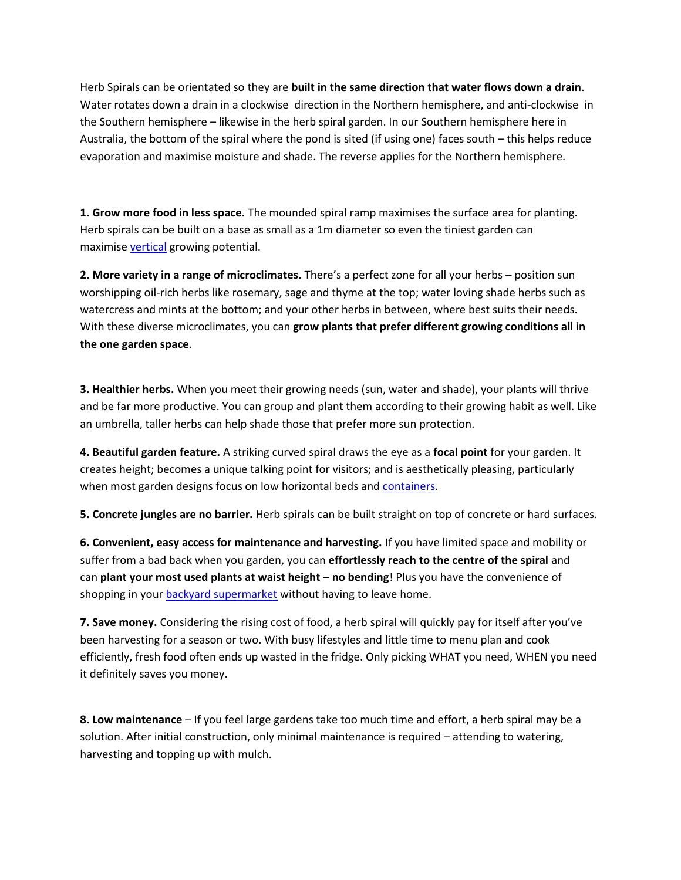Herb Spirals can be orientated so they are **built in the same direction that water flows down a drain**. Water rotates down a drain in a clockwise direction in the Northern hemisphere, and anti-clockwise in the Southern hemisphere – likewise in the herb spiral garden. In our Southern hemisphere here in Australia, the bottom of the spiral where the pond is sited (if using one) faces south – this helps reduce evaporation and maximise moisture and shade. The reverse applies for the Northern hemisphere.

**1. Grow more food in less space.** The mounded spiral ramp maximises the surface area for planting. Herb spirals can be built on a base as small as a 1m diameter so even the tiniest garden can maximise vertical growing potential.

**2. More variety in a range of microclimates.** There's a perfect zone for all your herbs – position sun worshipping oil-rich herbs like rosemary, sage and thyme at the top; water loving shade herbs such as watercress and mints at the bottom; and your other herbs in between, where best suits their needs. With these diverse microclimates, you can **grow plants that prefer different growing conditions all in the one garden space**.

**3. Healthier herbs.** When you meet their growing needs (sun, water and shade), your plants will thrive and be far more productive. You can group and plant them according to their growing habit as well. Like an umbrella, taller herbs can help shade those that prefer more sun protection.

**4. Beautiful garden feature.** A striking curved spiral draws the eye as a **focal point** for your garden. It creates height; becomes a unique talking point for visitors; and is aesthetically pleasing, particularly when most garden designs focus on low horizontal beds and containers.

**5. Concrete jungles are no barrier.** Herb spirals can be built straight on top of concrete or hard surfaces.

**6. Convenient, easy access for maintenance and harvesting.** If you have limited space and mobility or suffer from a bad back when you garden, you can **effortlessly reach to the centre of the spiral** and can **plant your most used plants at waist height – no bending**! Plus you have the convenience of shopping in your backyard supermarket without having to leave home.

**7. Save money.** Considering the rising cost of food, a herb spiral will quickly pay for itself after you've been harvesting for a season or two. With busy lifestyles and little time to menu plan and cook efficiently, fresh food often ends up wasted in the fridge. Only picking WHAT you need, WHEN you need it definitely saves you money.

**8. Low maintenance** – If you feel large gardens take too much time and effort, a herb spiral may be a solution. After initial construction, only minimal maintenance is required – attending to watering, harvesting and topping up with mulch.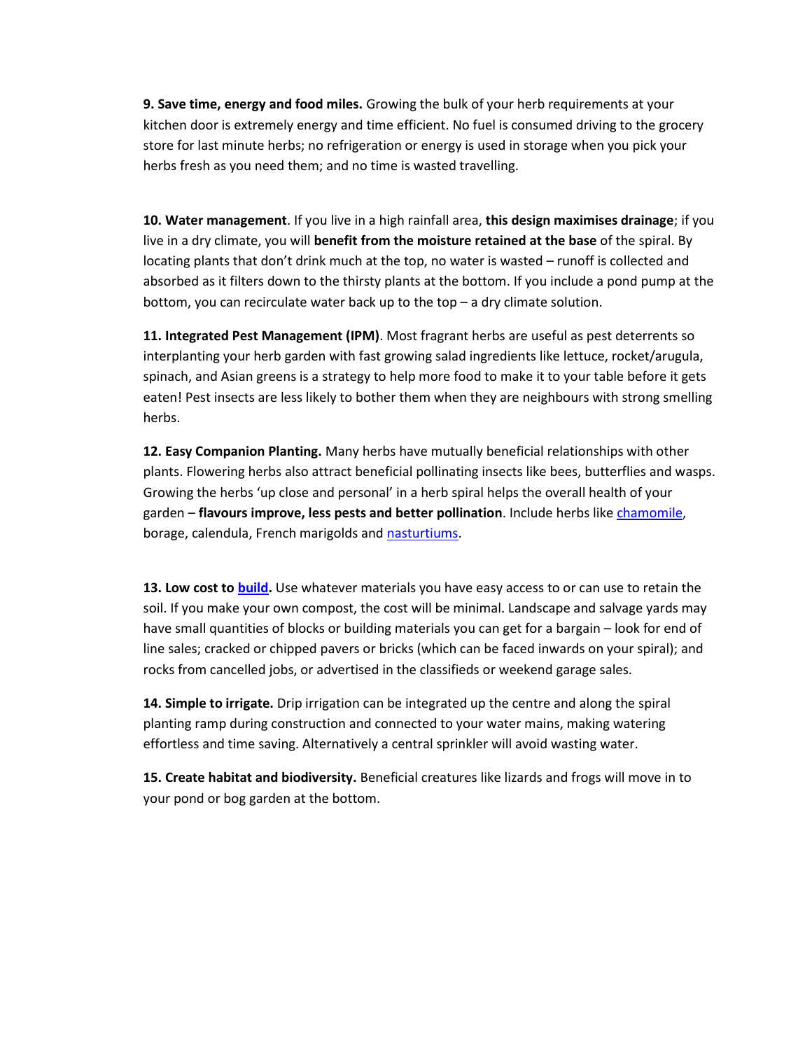**9. Save time, energy and food miles.** Growing the bulk of your herb requirements at your kitchen door is extremely energy and time efficient. No fuel is consumed driving to the grocery store for last minute herbs; no refrigeration or energy is used in storage when you pick your herbs fresh as you need them; and no time is wasted travelling.

**10. Water management**. If you live in a high rainfall area, **this design maximises drainage**; if you live in a dry climate, you will **benefit from the moisture retained at the base** of the spiral. By locating plants that don't drink much at the top, no water is wasted – runoff is collected and absorbed as it filters down to the thirsty plants at the bottom. If you include a pond pump at the bottom, you can recirculate water back up to the top – a dry climate solution.

**11. Integrated Pest Management (IPM)**. Most fragrant herbs are useful as pest deterrents so interplanting your herb garden with fast growing salad ingredients like lettuce, rocket/arugula, spinach, and Asian greens is a strategy to help more food to make it to your table before it gets eaten! Pest insects are less likely to bother them when they are neighbours with strong smelling herbs.

**12. Easy Companion Planting.** Many herbs have mutually beneficial relationships with other plants. Flowering herbs also attract beneficial pollinating insects like bees, butterflies and wasps. Growing the herbs 'up close and personal' in a herb spiral helps the overall health of your garden – **flavours improve, less pests and better pollination**. Include herbs like chamomile, borage, calendula, French marigolds and nasturtiums.

**13. Low cost to build.** Use whatever materials you have easy access to or can use to retain the soil. If you make your own compost, the cost will be minimal. Landscape and salvage yards may have small quantities of blocks or building materials you can get for a bargain – look for end of line sales; cracked or chipped pavers or bricks (which can be faced inwards on your spiral); and rocks from cancelled jobs, or advertised in the classifieds or weekend garage sales.

**14. Simple to irrigate.** Drip irrigation can be integrated up the centre and along the spiral planting ramp during construction and connected to your water mains, making watering effortless and time saving. Alternatively a central sprinkler will avoid wasting water.

**15. Create habitat and biodiversity.** Beneficial creatures like lizards and frogs will move in to your pond or bog garden at the bottom.